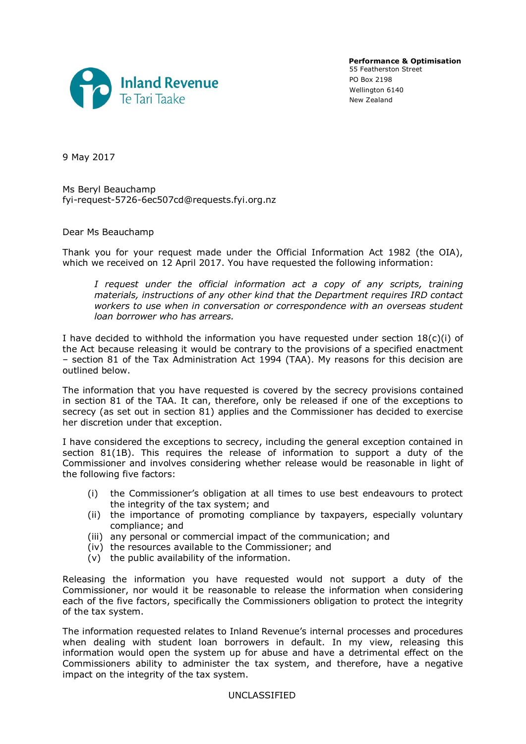Inland Revenue
Te Tari Taake

**Performance & Optimisation**
55 Featherston Street
PO Box 2198
Wellington 6140
New Zealand

9 May 2017

Ms Beryl Beauchamp
fyi-request-5726-6ec507cd@requests.fyi.org.nz

Dear Ms Beauchamp

Thank you for your request made under the Official Information Act 1982 (the OIA), which we received on 12 April 2017. You have requested the following information:

> *I request under the official information act a copy of any scripts, training materials, instructions of any other kind that the Department requires IRD contact workers to use when in conversation or correspondence with an overseas student loan borrower who has arrears.*

I have decided to withhold the information you have requested under section 18(c)(i) of the Act because releasing it would be contrary to the provisions of a specified enactment – section 81 of the Tax Administration Act 1994 (TAA). My reasons for this decision are outlined below.

The information that you have requested is covered by the secrecy provisions contained in section 81 of the TAA. It can, therefore, only be released if one of the exceptions to secrecy (as set out in section 81) applies and the Commissioner has decided to exercise her discretion under that exception.

I have considered the exceptions to secrecy, including the general exception contained in section 81(1B). This requires the release of information to support a duty of the Commissioner and involves considering whether release would be reasonable in light of the following five factors:

(i) the Commissioner's obligation at all times to use best endeavours to protect the integrity of the tax system; and
(ii) the importance of promoting compliance by taxpayers, especially voluntary compliance; and
(iii) any personal or commercial impact of the communication; and
(iv) the resources available to the Commissioner; and
(v) the public availability of the information.

Releasing the information you have requested would not support a duty of the Commissioner, nor would it be reasonable to release the information when considering each of the five factors, specifically the Commissioners obligation to protect the integrity of the tax system.

The information requested relates to Inland Revenue's internal processes and procedures when dealing with student loan borrowers in default. In my view, releasing this information would open the system up for abuse and have a detrimental effect on the Commissioners ability to administer the tax system, and therefore, have a negative impact on the integrity of the tax system.

UNCLASSIFIED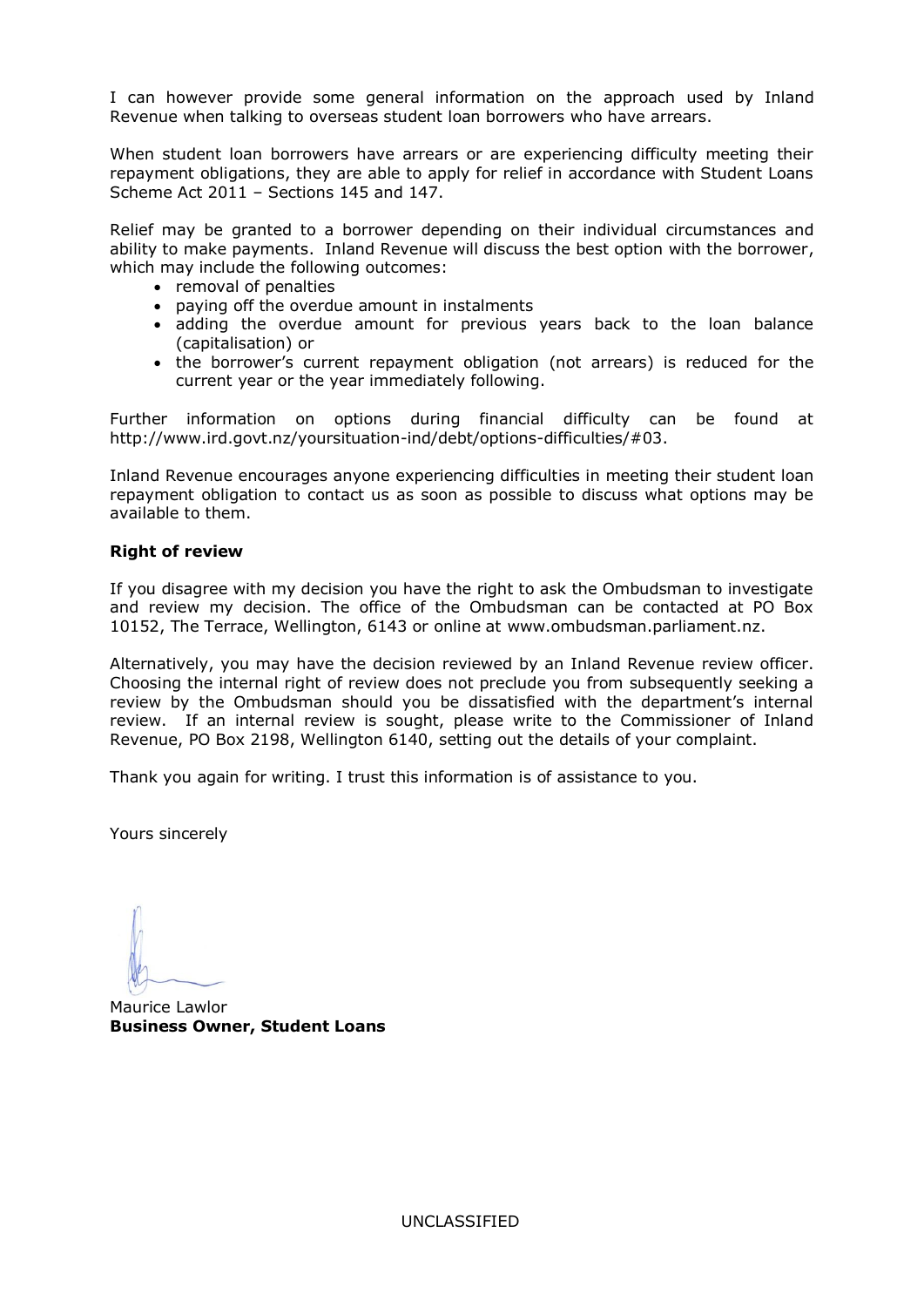I can however provide some general information on the approach used by Inland Revenue when talking to overseas student loan borrowers who have arrears.

When student loan borrowers have arrears or are experiencing difficulty meeting their repayment obligations, they are able to apply for relief in accordance with Student Loans Scheme Act 2011 – Sections 145 and 147.

Relief may be granted to a borrower depending on their individual circumstances and ability to make payments. Inland Revenue will discuss the best option with the borrower, which may include the following outcomes:

- removal of penalties
- paying off the overdue amount in instalments
- adding the overdue amount for previous years back to the loan balance (capitalisation) or
- the borrower's current repayment obligation (not arrears) is reduced for the current year or the year immediately following.

Further information on options during financial difficulty can be found at http://www.ird.govt.nz/yoursituation-ind/debt/options-difficulties/#03.

Inland Revenue encourages anyone experiencing difficulties in meeting their student loan repayment obligation to contact us as soon as possible to discuss what options may be available to them.

**Right of review**

If you disagree with my decision you have the right to ask the Ombudsman to investigate and review my decision. The office of the Ombudsman can be contacted at PO Box 10152, The Terrace, Wellington, 6143 or online at www.ombudsman.parliament.nz.

Alternatively, you may have the decision reviewed by an Inland Revenue review officer. Choosing the internal right of review does not preclude you from subsequently seeking a review by the Ombudsman should you be dissatisfied with the department's internal review. If an internal review is sought, please write to the Commissioner of Inland Revenue, PO Box 2198, Wellington 6140, setting out the details of your complaint.

Thank you again for writing. I trust this information is of assistance to you.

Yours sincerely

Maurice Lawlor
**Business Owner, Student Loans**

UNCLASSIFIED